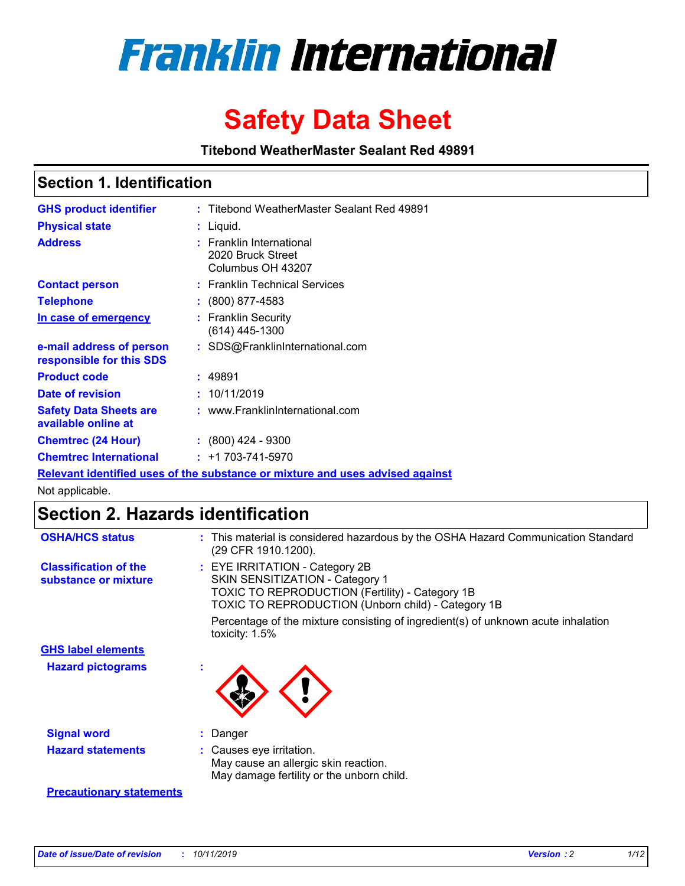# Franklin International

# Safety Data Sheet

**Titebond WeatherMaster Sealant Red 49891**

## Section 1. Identification

| | | |
|---|---|---|
| **GHS product identifier** | : | Titebond WeatherMaster Sealant Red 49891 |
| **Physical state** | : | Liquid. |
| **Address** | : | Franklin International<br>2020 Bruck Street<br>Columbus OH 43207 |
| **Contact person** | : | Franklin Technical Services |
| **Telephone** | : | (800) 877-4583 |
| **In case of emergency** | : | Franklin Security<br>(614) 445-1300 |
| **e-mail address of person responsible for this SDS** | : | SDS@FranklinInternational.com |
| **Product code** | : | 49891 |
| **Date of revision** | : | 10/11/2019 |
| **Safety Data Sheets are available online at** | : | www.FranklinInternational.com |
| **Chemtrec (24 Hour)** | : | (800) 424 - 9300 |
| **Chemtrec International** | : | +1 703-741-5970 |

**Relevant identified uses of the substance or mixture and uses advised against**

Not applicable.

## Section 2. Hazards identification

| | | |
|---|---|---|
| **OSHA/HCS status** | : | This material is considered hazardous by the OSHA Hazard Communication Standard (29 CFR 1910.1200). |
| **Classification of the substance or mixture** | : | EYE IRRITATION - Category 2B<br>SKIN SENSITIZATION - Category 1<br>TOXIC TO REPRODUCTION (Fertility) - Category 1B<br>TOXIC TO REPRODUCTION (Unborn child) - Category 1B<br><br>Percentage of the mixture consisting of ingredient(s) of unknown acute inhalation toxicity: 1.5% |

**GHS label elements**

| | | |
|---|---|---|
| **Hazard pictograms** | : | |
| **Signal word** | : | Danger |
| **Hazard statements** | : | Causes eye irritation.<br>May cause an allergic skin reaction.<br>May damage fertility or the unborn child. |

**Precautionary statements**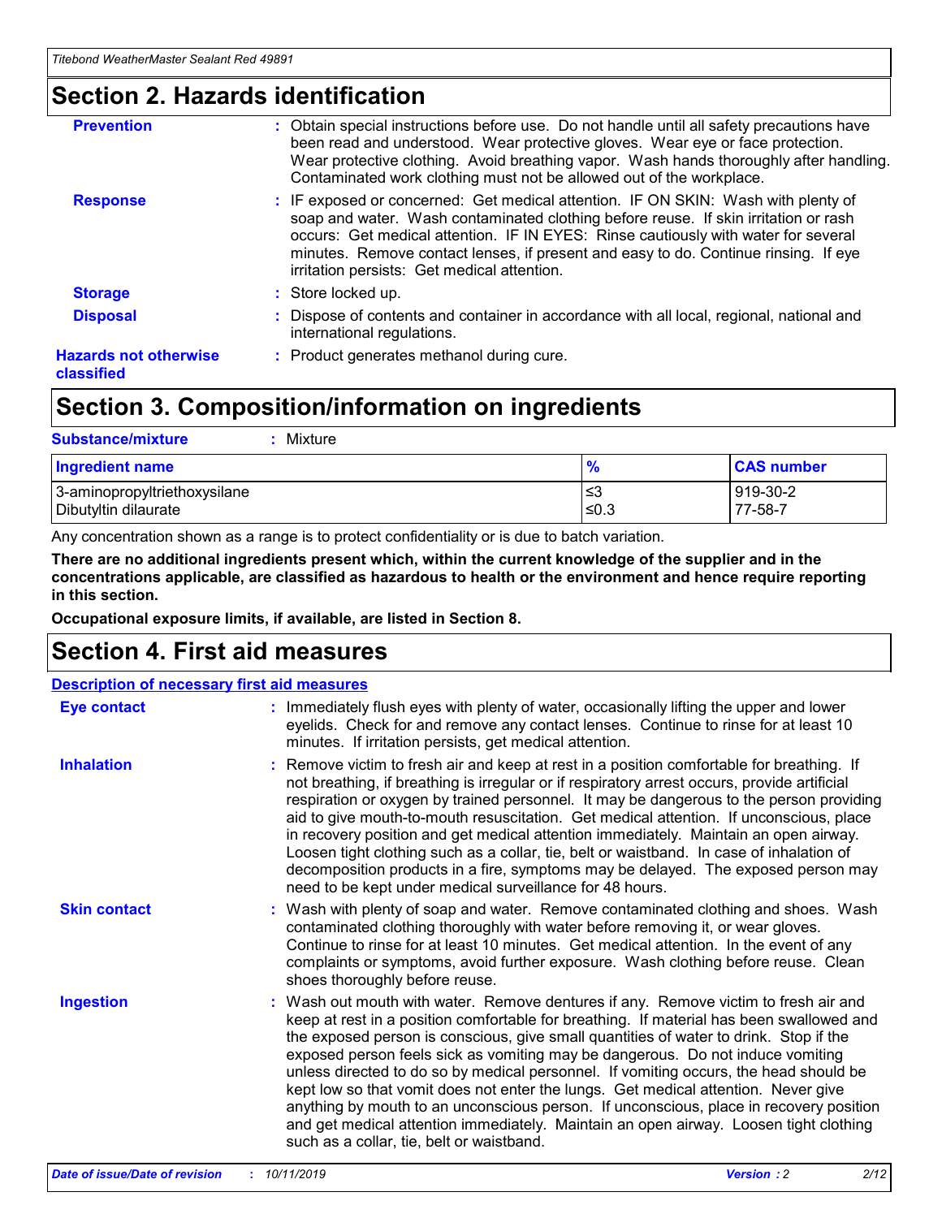## Section 2. Hazards identification

| | |
|---|---|
| **Prevention** | : Obtain special instructions before use. Do not handle until all safety precautions have been read and understood. Wear protective gloves. Wear eye or face protection. Wear protective clothing. Avoid breathing vapor. Wash hands thoroughly after handling. Contaminated work clothing must not be allowed out of the workplace. |
| **Response** | : IF exposed or concerned: Get medical attention. IF ON SKIN: Wash with plenty of soap and water. Wash contaminated clothing before reuse. If skin irritation or rash occurs: Get medical attention. IF IN EYES: Rinse cautiously with water for several minutes. Remove contact lenses, if present and easy to do. Continue rinsing. If eye irritation persists: Get medical attention. |
| **Storage** | : Store locked up. |
| **Disposal** | : Dispose of contents and container in accordance with all local, regional, national and international regulations. |
| **Hazards not otherwise classified** | : Product generates methanol during cure. |

## Section 3. Composition/information on ingredients

**Substance/mixture** : Mixture

| Ingredient name | % | CAS number |
|---|---|---|
| 3-aminopropyltriethoxysilane | ≤3 | 919-30-2 |
| Dibutyltin dilaurate | ≤0.3 | 77-58-7 |

Any concentration shown as a range is to protect confidentiality or is due to batch variation.

**There are no additional ingredients present which, within the current knowledge of the supplier and in the concentrations applicable, are classified as hazardous to health or the environment and hence require reporting in this section.**

**Occupational exposure limits, if available, are listed in Section 8.**

## Section 4. First aid measures

**Description of necessary first aid measures**

| | |
|---|---|
| **Eye contact** | : Immediately flush eyes with plenty of water, occasionally lifting the upper and lower eyelids. Check for and remove any contact lenses. Continue to rinse for at least 10 minutes. If irritation persists, get medical attention. |
| **Inhalation** | : Remove victim to fresh air and keep at rest in a position comfortable for breathing. If not breathing, if breathing is irregular or if respiratory arrest occurs, provide artificial respiration or oxygen by trained personnel. It may be dangerous to the person providing aid to give mouth-to-mouth resuscitation. Get medical attention. If unconscious, place in recovery position and get medical attention immediately. Maintain an open airway. Loosen tight clothing such as a collar, tie, belt or waistband. In case of inhalation of decomposition products in a fire, symptoms may be delayed. The exposed person may need to be kept under medical surveillance for 48 hours. |
| **Skin contact** | : Wash with plenty of soap and water. Remove contaminated clothing and shoes. Wash contaminated clothing thoroughly with water before removing it, or wear gloves. Continue to rinse for at least 10 minutes. Get medical attention. In the event of any complaints or symptoms, avoid further exposure. Wash clothing before reuse. Clean shoes thoroughly before reuse. |
| **Ingestion** | : Wash out mouth with water. Remove dentures if any. Remove victim to fresh air and keep at rest in a position comfortable for breathing. If material has been swallowed and the exposed person is conscious, give small quantities of water to drink. Stop if the exposed person feels sick as vomiting may be dangerous. Do not induce vomiting unless directed to do so by medical personnel. If vomiting occurs, the head should be kept low so that vomit does not enter the lungs. Get medical attention. Never give anything by mouth to an unconscious person. If unconscious, place in recovery position and get medical attention immediately. Maintain an open airway. Loosen tight clothing such as a collar, tie, belt or waistband. |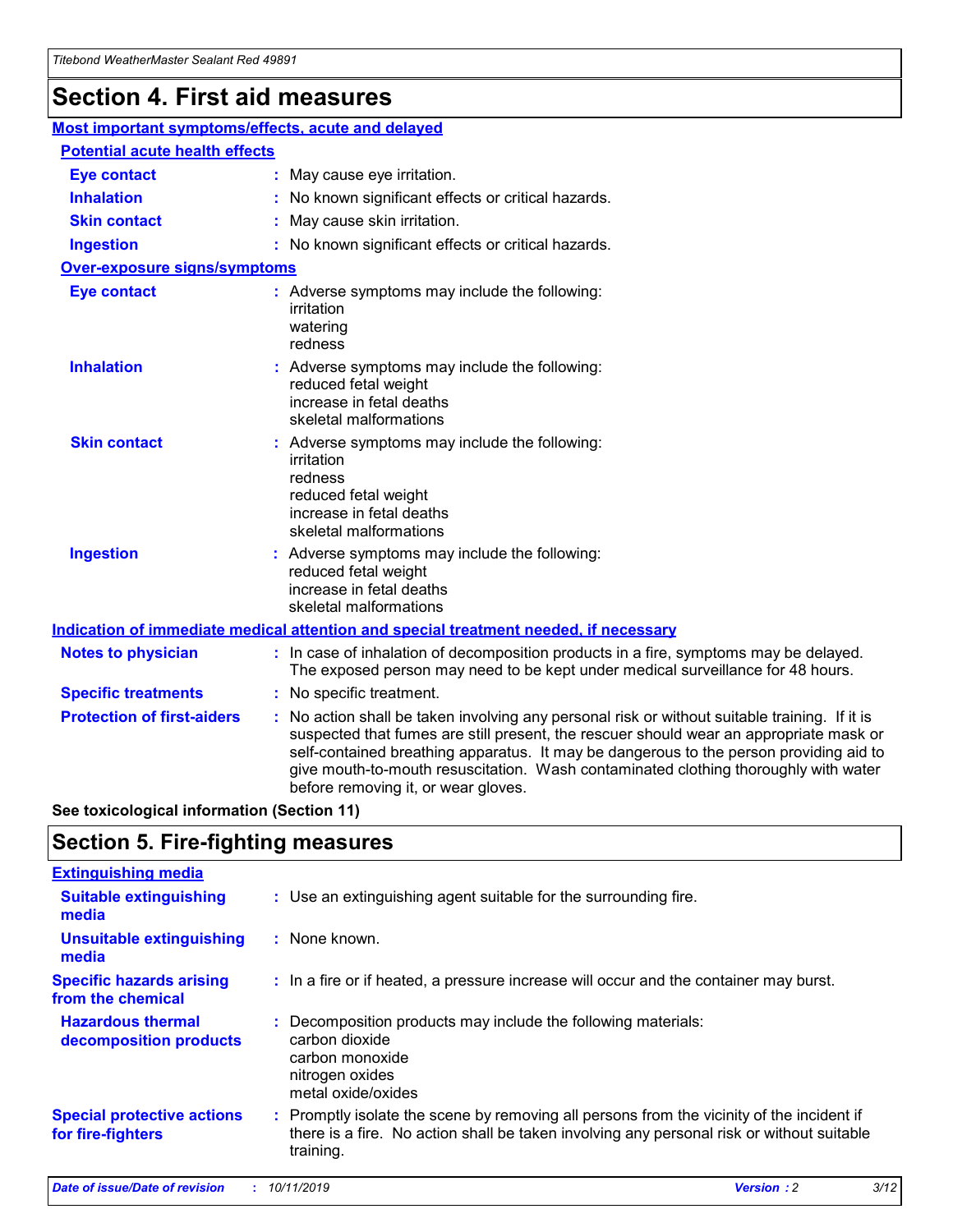# Section 4. First aid measures

## Most important symptoms/effects, acute and delayed

### Potential acute health effects

**Eye contact** : May cause eye irritation.

**Inhalation** : No known significant effects or critical hazards.

**Skin contact** : May cause skin irritation.

**Ingestion** : No known significant effects or critical hazards.

### Over-exposure signs/symptoms

**Eye contact** : Adverse symptoms may include the following:
irritation
watering
redness

**Inhalation** : Adverse symptoms may include the following:
reduced fetal weight
increase in fetal deaths
skeletal malformations

**Skin contact** : Adverse symptoms may include the following:
irritation
redness
reduced fetal weight
increase in fetal deaths
skeletal malformations

**Ingestion** : Adverse symptoms may include the following:
reduced fetal weight
increase in fetal deaths
skeletal malformations

## Indication of immediate medical attention and special treatment needed, if necessary

**Notes to physician** : In case of inhalation of decomposition products in a fire, symptoms may be delayed. The exposed person may need to be kept under medical surveillance for 48 hours.

**Specific treatments** : No specific treatment.

**Protection of first-aiders** : No action shall be taken involving any personal risk or without suitable training. If it is suspected that fumes are still present, the rescuer should wear an appropriate mask or self-contained breathing apparatus. It may be dangerous to the person providing aid to give mouth-to-mouth resuscitation. Wash contaminated clothing thoroughly with water before removing it, or wear gloves.

**See toxicological information (Section 11)**

# Section 5. Fire-fighting measures

## Extinguishing media

**Suitable extinguishing media** : Use an extinguishing agent suitable for the surrounding fire.

**Unsuitable extinguishing media** : None known.

**Specific hazards arising from the chemical** : In a fire or if heated, a pressure increase will occur and the container may burst.

**Hazardous thermal decomposition products** : Decomposition products may include the following materials:
carbon dioxide
carbon monoxide
nitrogen oxides
metal oxide/oxides

**Special protective actions for fire-fighters** : Promptly isolate the scene by removing all persons from the vicinity of the incident if there is a fire. No action shall be taken involving any personal risk or without suitable training.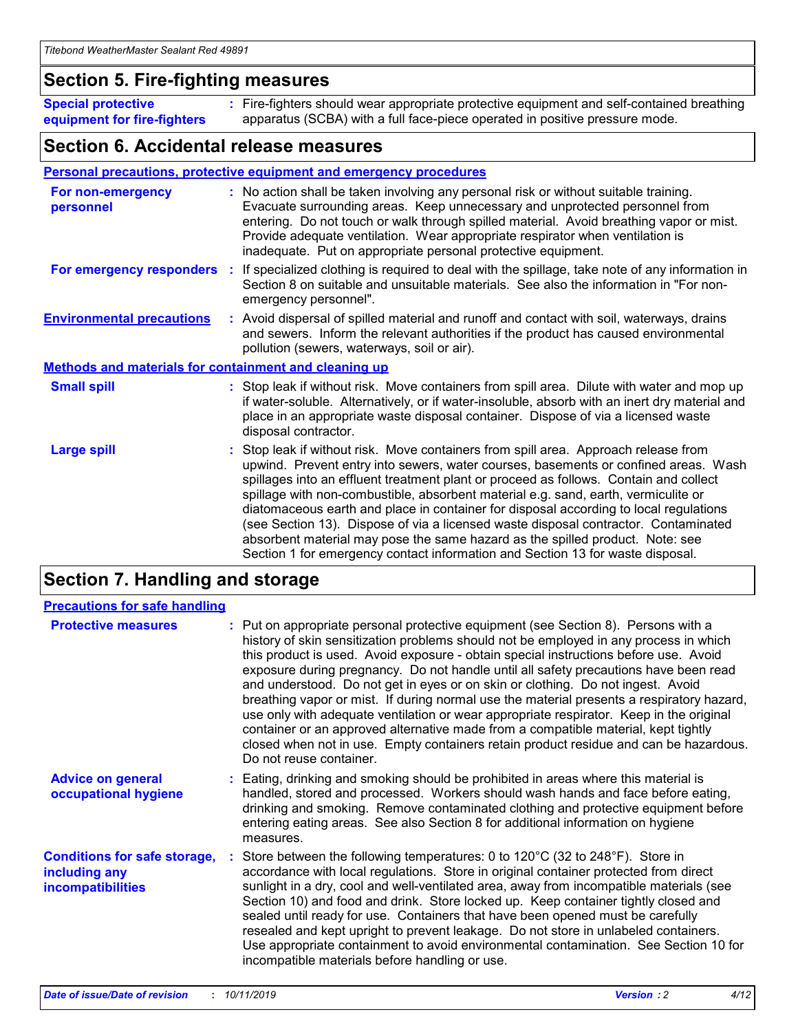## Section 5. Fire-fighting measures

**Special protective equipment for fire-fighters** : Fire-fighters should wear appropriate protective equipment and self-contained breathing apparatus (SCBA) with a full face-piece operated in positive pressure mode.

## Section 6. Accidental release measures

### Personal precautions, protective equipment and emergency procedures

**For non-emergency personnel** : No action shall be taken involving any personal risk or without suitable training. Evacuate surrounding areas. Keep unnecessary and unprotected personnel from entering. Do not touch or walk through spilled material. Avoid breathing vapor or mist. Provide adequate ventilation. Wear appropriate respirator when ventilation is inadequate. Put on appropriate personal protective equipment.

**For emergency responders** : If specialized clothing is required to deal with the spillage, take note of any information in Section 8 on suitable and unsuitable materials. See also the information in "For non-emergency personnel".

**Environmental precautions** : Avoid dispersal of spilled material and runoff and contact with soil, waterways, drains and sewers. Inform the relevant authorities if the product has caused environmental pollution (sewers, waterways, soil or air).

### Methods and materials for containment and cleaning up

**Small spill** : Stop leak if without risk. Move containers from spill area. Dilute with water and mop up if water-soluble. Alternatively, or if water-insoluble, absorb with an inert dry material and place in an appropriate waste disposal container. Dispose of via a licensed waste disposal contractor.

**Large spill** : Stop leak if without risk. Move containers from spill area. Approach release from upwind. Prevent entry into sewers, water courses, basements or confined areas. Wash spillages into an effluent treatment plant or proceed as follows. Contain and collect spillage with non-combustible, absorbent material e.g. sand, earth, vermiculite or diatomaceous earth and place in container for disposal according to local regulations (see Section 13). Dispose of via a licensed waste disposal contractor. Contaminated absorbent material may pose the same hazard as the spilled product. Note: see Section 1 for emergency contact information and Section 13 for waste disposal.

## Section 7. Handling and storage

### Precautions for safe handling

**Protective measures** : Put on appropriate personal protective equipment (see Section 8). Persons with a history of skin sensitization problems should not be employed in any process in which this product is used. Avoid exposure - obtain special instructions before use. Avoid exposure during pregnancy. Do not handle until all safety precautions have been read and understood. Do not get in eyes or on skin or clothing. Do not ingest. Avoid breathing vapor or mist. If during normal use the material presents a respiratory hazard, use only with adequate ventilation or wear appropriate respirator. Keep in the original container or an approved alternative made from a compatible material, kept tightly closed when not in use. Empty containers retain product residue and can be hazardous. Do not reuse container.

**Advice on general occupational hygiene** : Eating, drinking and smoking should be prohibited in areas where this material is handled, stored and processed. Workers should wash hands and face before eating, drinking and smoking. Remove contaminated clothing and protective equipment before entering eating areas. See also Section 8 for additional information on hygiene measures.

**Conditions for safe storage, including any incompatibilities** : Store between the following temperatures: 0 to 120°C (32 to 248°F). Store in accordance with local regulations. Store in original container protected from direct sunlight in a dry, cool and well-ventilated area, away from incompatible materials (see Section 10) and food and drink. Store locked up. Keep container tightly closed and sealed until ready for use. Containers that have been opened must be carefully resealed and kept upright to prevent leakage. Do not store in unlabeled containers. Use appropriate containment to avoid environmental contamination. See Section 10 for incompatible materials before handling or use.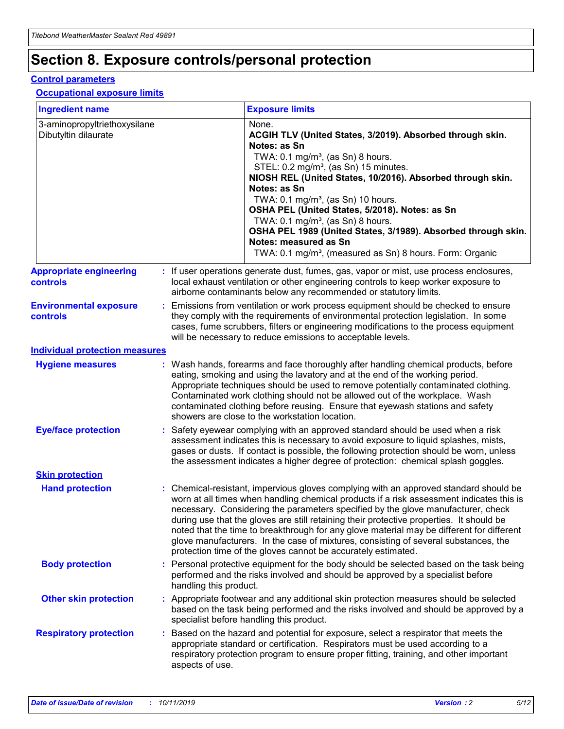# Section 8. Exposure controls/personal protection

## Control parameters

### Occupational exposure limits

| Ingredient name | Exposure limits |
| --- | --- |
| 3-aminopropyltriethoxysilane<br>Dibutyltin dilaurate | None.<br>**ACGIH TLV (United States, 3/2019). Absorbed through skin. Notes: as Sn**<br>TWA: 0.1 mg/m³, (as Sn) 8 hours.<br>STEL: 0.2 mg/m³, (as Sn) 15 minutes.<br>**NIOSH REL (United States, 10/2016). Absorbed through skin. Notes: as Sn**<br>TWA: 0.1 mg/m³, (as Sn) 10 hours.<br>**OSHA PEL (United States, 5/2018). Notes: as Sn**<br>TWA: 0.1 mg/m³, (as Sn) 8 hours.<br>**OSHA PEL 1989 (United States, 3/1989). Absorbed through skin. Notes: measured as Sn**<br>TWA: 0.1 mg/m³, (measured as Sn) 8 hours. Form: Organic |

**Appropriate engineering controls** : If user operations generate dust, fumes, gas, vapor or mist, use process enclosures, local exhaust ventilation or other engineering controls to keep worker exposure to airborne contaminants below any recommended or statutory limits.

**Environmental exposure controls** : Emissions from ventilation or work process equipment should be checked to ensure they comply with the requirements of environmental protection legislation. In some cases, fume scrubbers, filters or engineering modifications to the process equipment will be necessary to reduce emissions to acceptable levels.

## Individual protection measures

**Hygiene measures** : Wash hands, forearms and face thoroughly after handling chemical products, before eating, smoking and using the lavatory and at the end of the working period. Appropriate techniques should be used to remove potentially contaminated clothing. Contaminated work clothing should not be allowed out of the workplace. Wash contaminated clothing before reusing. Ensure that eyewash stations and safety showers are close to the workstation location.

**Eye/face protection** : Safety eyewear complying with an approved standard should be used when a risk assessment indicates this is necessary to avoid exposure to liquid splashes, mists, gases or dusts. If contact is possible, the following protection should be worn, unless the assessment indicates a higher degree of protection: chemical splash goggles.

### Skin protection

**Hand protection** : Chemical-resistant, impervious gloves complying with an approved standard should be worn at all times when handling chemical products if a risk assessment indicates this is necessary. Considering the parameters specified by the glove manufacturer, check during use that the gloves are still retaining their protective properties. It should be noted that the time to breakthrough for any glove material may be different for different glove manufacturers. In the case of mixtures, consisting of several substances, the protection time of the gloves cannot be accurately estimated.

**Body protection** : Personal protective equipment for the body should be selected based on the task being performed and the risks involved and should be approved by a specialist before handling this product.

**Other skin protection** : Appropriate footwear and any additional skin protection measures should be selected based on the task being performed and the risks involved and should be approved by a specialist before handling this product.

**Respiratory protection** : Based on the hazard and potential for exposure, select a respirator that meets the appropriate standard or certification. Respirators must be used according to a respiratory protection program to ensure proper fitting, training, and other important aspects of use.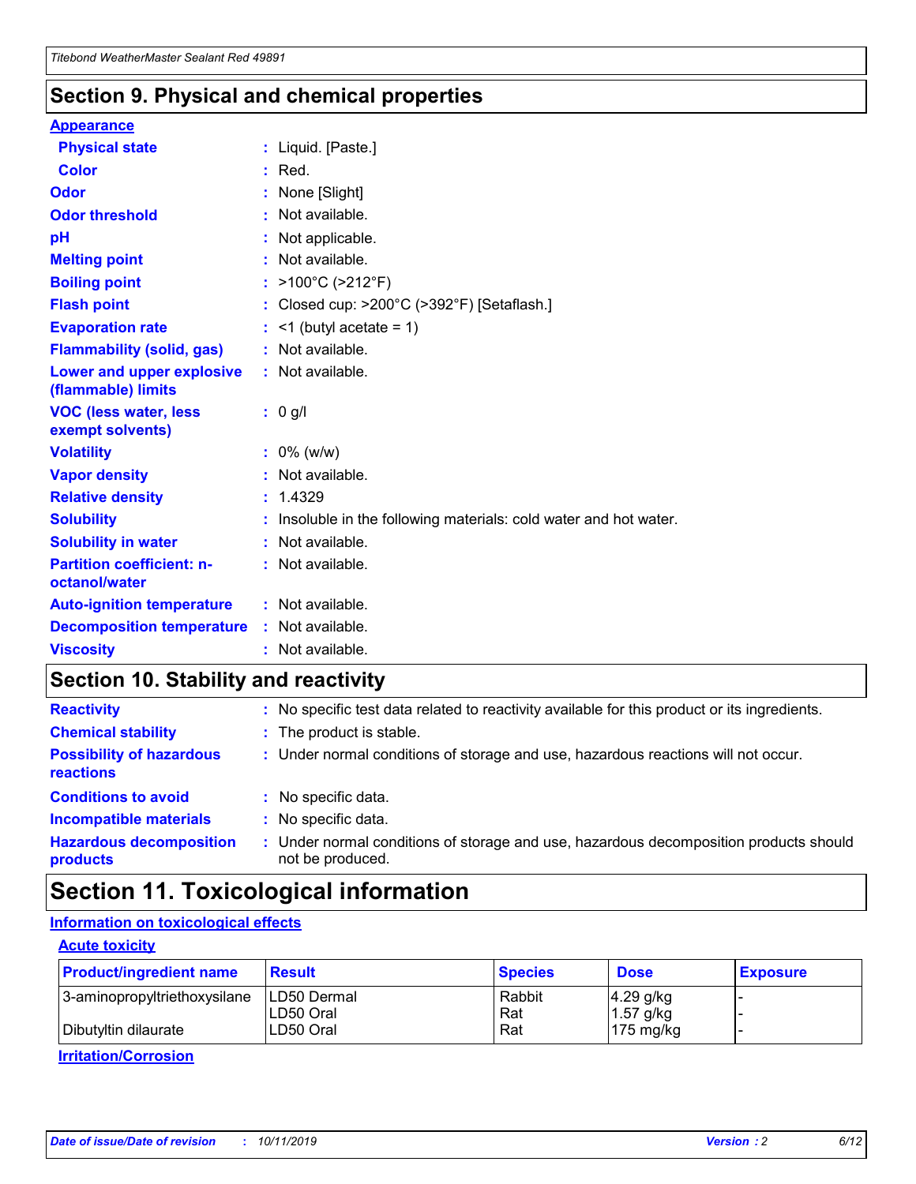## Section 9. Physical and chemical properties

### Appearance

| | |
|---|---|
| **Physical state** | : Liquid. [Paste.] |
| **Color** | : Red. |
| **Odor** | : None [Slight] |
| **Odor threshold** | : Not available. |
| **pH** | : Not applicable. |
| **Melting point** | : Not available. |
| **Boiling point** | : >100°C (>212°F) |
| **Flash point** | : Closed cup: >200°C (>392°F) [Setaflash.] |
| **Evaporation rate** | : <1 (butyl acetate = 1) |
| **Flammability (solid, gas)** | : Not available. |
| **Lower and upper explosive (flammable) limits** | : Not available. |
| **VOC (less water, less exempt solvents)** | : 0 g/l |
| **Volatility** | : 0% (w/w) |
| **Vapor density** | : Not available. |
| **Relative density** | : 1.4329 |
| **Solubility** | : Insoluble in the following materials: cold water and hot water. |
| **Solubility in water** | : Not available. |
| **Partition coefficient: n-octanol/water** | : Not available. |
| **Auto-ignition temperature** | : Not available. |
| **Decomposition temperature** | : Not available. |
| **Viscosity** | : Not available. |

## Section 10. Stability and reactivity

| | |
|---|---|
| **Reactivity** | : No specific test data related to reactivity available for this product or its ingredients. |
| **Chemical stability** | : The product is stable. |
| **Possibility of hazardous reactions** | : Under normal conditions of storage and use, hazardous reactions will not occur. |
| **Conditions to avoid** | : No specific data. |
| **Incompatible materials** | : No specific data. |
| **Hazardous decomposition products** | : Under normal conditions of storage and use, hazardous decomposition products should not be produced. |

## Section 11. Toxicological information

### Information on toxicological effects

#### Acute toxicity

| Product/ingredient name | Result | Species | Dose | Exposure |
|---|---|---|---|---|
| 3-aminopropyltriethoxysilane | LD50 Dermal | Rabbit | 4.29 g/kg | - |
| | LD50 Oral | Rat | 1.57 g/kg | - |
| Dibutyltin dilaurate | LD50 Oral | Rat | 175 mg/kg | - |

#### Irritation/Corrosion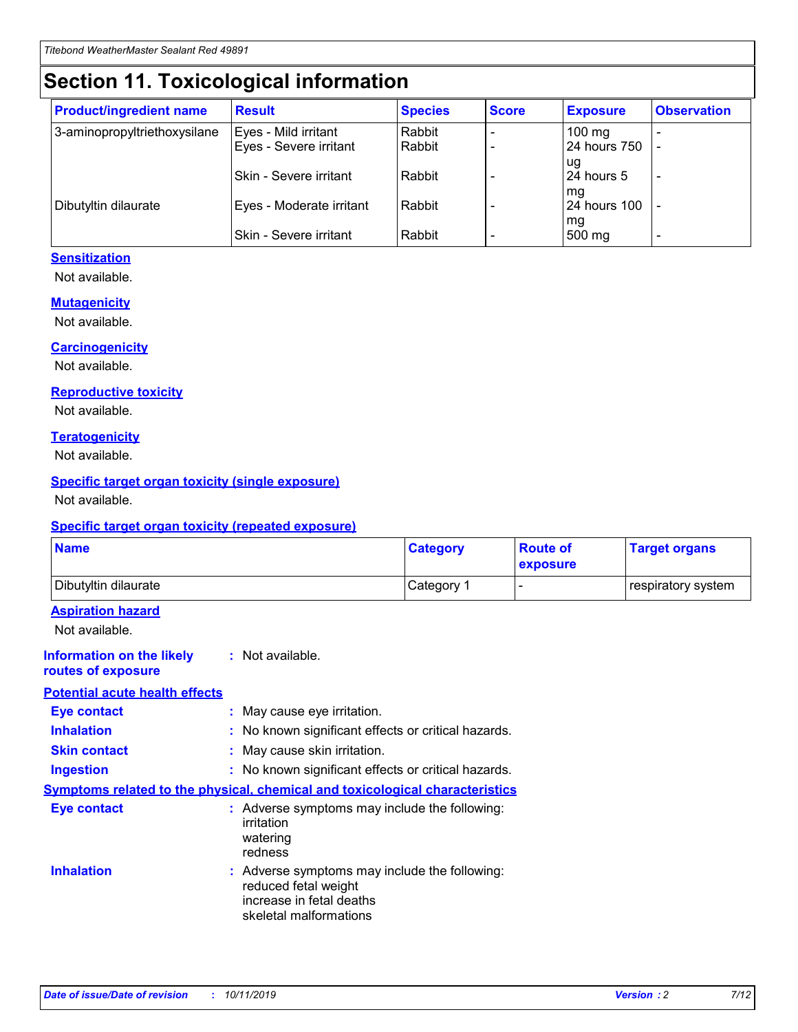# Section 11. Toxicological information

| Product/ingredient name | Result | Species | Score | Exposure | Observation |
|---|---|---|---|---|---|
| 3-aminopropyltriethoxysilane | Eyes - Mild irritant | Rabbit | - | 100 mg | - |
| | Eyes - Severe irritant | Rabbit | - | 24 hours 750 ug | - |
| | Skin - Severe irritant | Rabbit | - | 24 hours 5 mg | - |
| Dibutyltin dilaurate | Eyes - Moderate irritant | Rabbit | - | 24 hours 100 mg | - |
| | Skin - Severe irritant | Rabbit | - | 500 mg | - |

**Sensitization**

Not available.

**Mutagenicity**

Not available.

**Carcinogenicity**

Not available.

**Reproductive toxicity**

Not available.

**Teratogenicity**

Not available.

**Specific target organ toxicity (single exposure)**

Not available.

**Specific target organ toxicity (repeated exposure)**

| Name | Category | Route of exposure | Target organs |
|---|---|---|---|
| Dibutyltin dilaurate | Category 1 | - | respiratory system |

**Aspiration hazard**

Not available.

**Information on the likely routes of exposure** : Not available.

**Potential acute health effects**

**Eye contact** : May cause eye irritation.

**Inhalation** : No known significant effects or critical hazards.

**Skin contact** : May cause skin irritation.

**Ingestion** : No known significant effects or critical hazards.

**Symptoms related to the physical, chemical and toxicological characteristics**

**Eye contact** : Adverse symptoms may include the following:
irritation
watering
redness

**Inhalation** : Adverse symptoms may include the following:
reduced fetal weight
increase in fetal deaths
skeletal malformations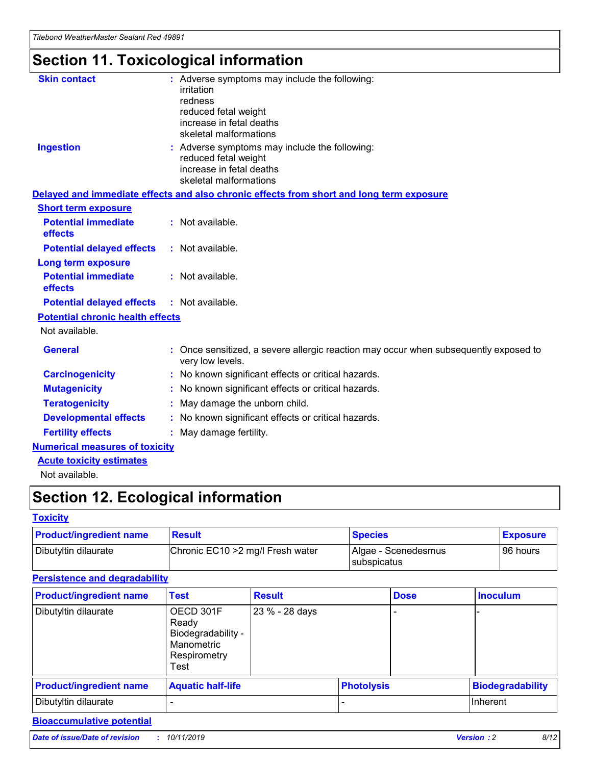# Section 11. Toxicological information

**Skin contact** : Adverse symptoms may include the following:
irritation
redness
reduced fetal weight
increase in fetal deaths
skeletal malformations

**Ingestion** : Adverse symptoms may include the following:
reduced fetal weight
increase in fetal deaths
skeletal malformations

**Delayed and immediate effects and also chronic effects from short and long term exposure**

**Short term exposure**

**Potential immediate effects** : Not available.

**Potential delayed effects** : Not available.

**Long term exposure**

**Potential immediate effects** : Not available.

**Potential delayed effects** : Not available.

**Potential chronic health effects**

Not available.

**General** : Once sensitized, a severe allergic reaction may occur when subsequently exposed to very low levels.

**Carcinogenicity** : No known significant effects or critical hazards.

**Mutagenicity** : No known significant effects or critical hazards.

**Teratogenicity** : May damage the unborn child.

**Developmental effects** : No known significant effects or critical hazards.

**Fertility effects** : May damage fertility.

**Numerical measures of toxicity**

**Acute toxicity estimates**

Not available.

# Section 12. Ecological information

**Toxicity**

| Product/ingredient name | Result | Species | Exposure |
|---|---|---|---|
| Dibutyltin dilaurate | Chronic EC10 >2 mg/l Fresh water | Algae - Scenedesmus subspicatus | 96 hours |

**Persistence and degradability**

| Product/ingredient name | Test | Result | Dose | Inoculum |
|---|---|---|---|---|
| Dibutyltin dilaurate | OECD 301F Ready Biodegradability - Manometric Respirometry Test | 23 % - 28 days | - | - |

| Product/ingredient name | Aquatic half-life | Photolysis | Biodegradability |
|---|---|---|---|
| Dibutyltin dilaurate | - | - | Inherent |

**Bioaccumulative potential**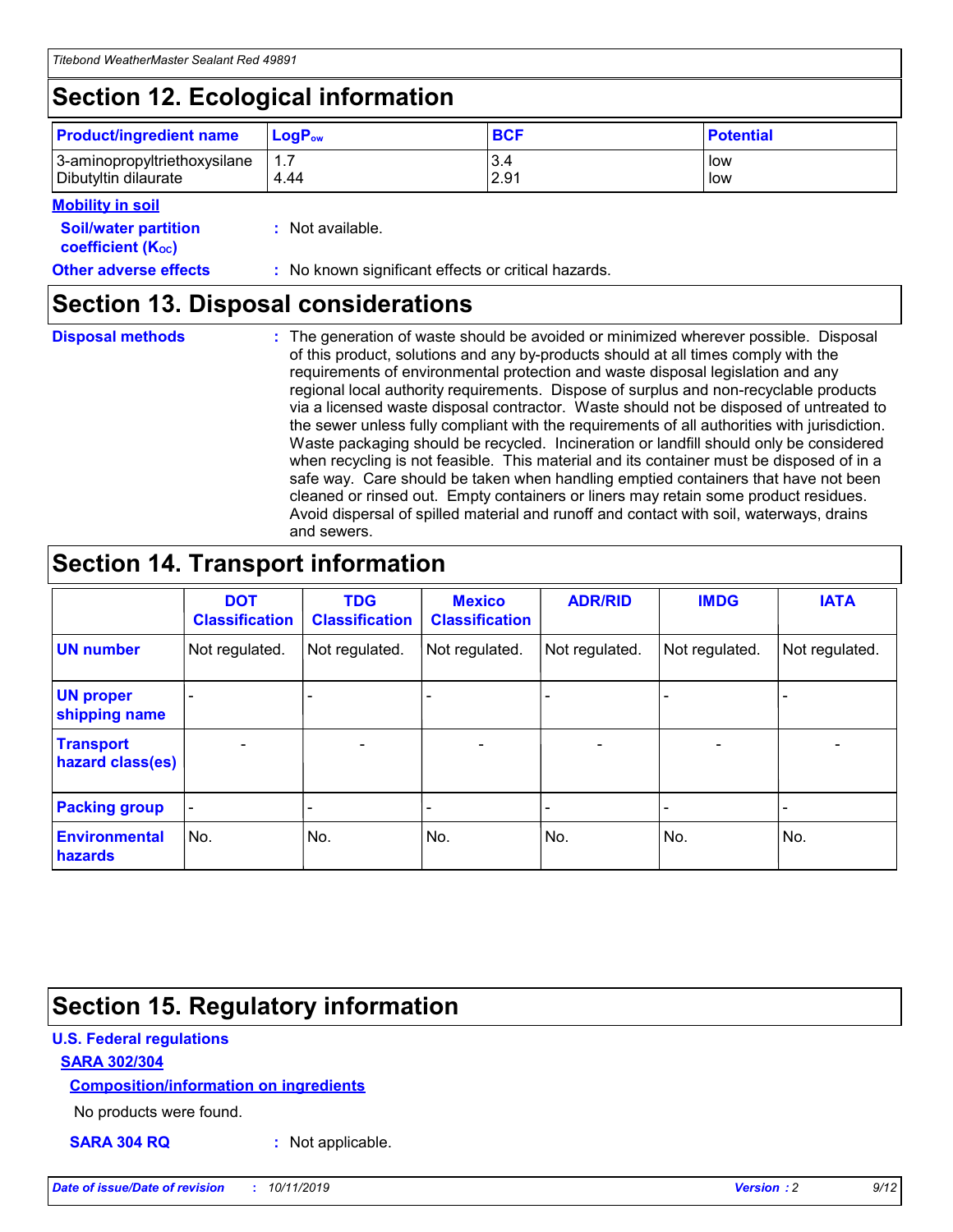## Section 12. Ecological information

| Product/ingredient name | $LogP_{ow}$ | BCF | Potential |
|---|---|---|---|
| 3-aminopropyltriethoxysilane | 1.7 | 3.4 | low |
| Dibutyltin dilaurate | 4.44 | 2.91 | low |

**Mobility in soil**

**Soil/water partition coefficient ($K_{OC}$)** : Not available.

**Other adverse effects** : No known significant effects or critical hazards.

## Section 13. Disposal considerations

**Disposal methods** : The generation of waste should be avoided or minimized wherever possible. Disposal of this product, solutions and any by-products should at all times comply with the requirements of environmental protection and waste disposal legislation and any regional local authority requirements. Dispose of surplus and non-recyclable products via a licensed waste disposal contractor. Waste should not be disposed of untreated to the sewer unless fully compliant with the requirements of all authorities with jurisdiction. Waste packaging should be recycled. Incineration or landfill should only be considered when recycling is not feasible. This material and its container must be disposed of in a safe way. Care should be taken when handling emptied containers that have not been cleaned or rinsed out. Empty containers or liners may retain some product residues. Avoid dispersal of spilled material and runoff and contact with soil, waterways, drains and sewers.

## Section 14. Transport information

| | DOT Classification | TDG Classification | Mexico Classification | ADR/RID | IMDG | IATA |
|---|---|---|---|---|---|---|
| UN number | Not regulated. | Not regulated. | Not regulated. | Not regulated. | Not regulated. | Not regulated. |
| UN proper shipping name | - | - | - | - | - | - |
| Transport hazard class(es) | - | - | - | - | - | - |
| Packing group | - | - | - | - | - | - |
| Environmental hazards | No. | No. | No. | No. | No. | No. |

## Section 15. Regulatory information

**U.S. Federal regulations**

**SARA 302/304**

**Composition/information on ingredients**

No products were found.

**SARA 304 RQ** : Not applicable.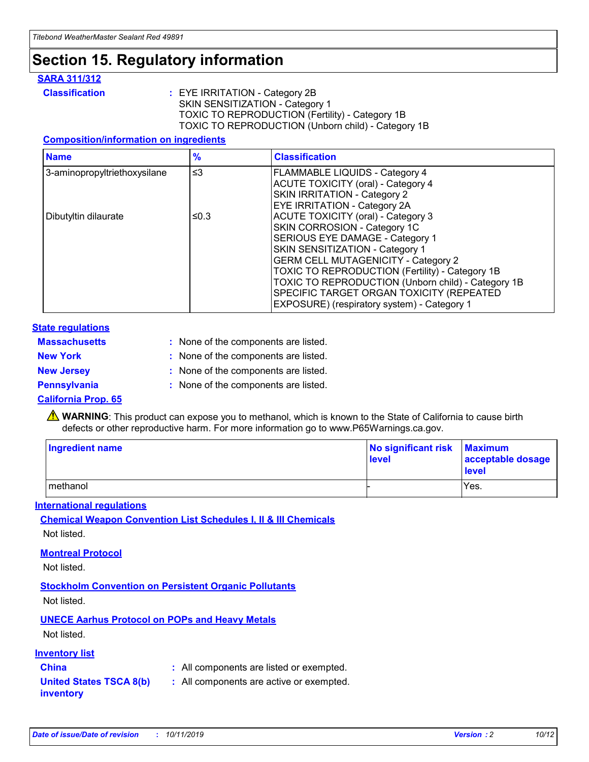# Section 15. Regulatory information

### SARA 311/312

**Classification** : EYE IRRITATION - Category 2B
SKIN SENSITIZATION - Category 1
TOXIC TO REPRODUCTION (Fertility) - Category 1B
TOXIC TO REPRODUCTION (Unborn child) - Category 1B

#### Composition/information on ingredients

| Name | % | Classification |
|---|---|---|
| 3-aminopropyltriethoxysilane | ≤3 | FLAMMABLE LIQUIDS - Category 4<br>ACUTE TOXICITY (oral) - Category 4<br>SKIN IRRITATION - Category 2<br>EYE IRRITATION - Category 2A |
| Dibutyltin dilaurate | ≤0.3 | ACUTE TOXICITY (oral) - Category 3<br>SKIN CORROSION - Category 1C<br>SERIOUS EYE DAMAGE - Category 1<br>SKIN SENSITIZATION - Category 1<br>GERM CELL MUTAGENICITY - Category 2<br>TOXIC TO REPRODUCTION (Fertility) - Category 1B<br>TOXIC TO REPRODUCTION (Unborn child) - Category 1B<br>SPECIFIC TARGET ORGAN TOXICITY (REPEATED EXPOSURE) (respiratory system) - Category 1 |

### State regulations

**Massachusetts** : None of the components are listed.

**New York** : None of the components are listed.

**New Jersey** : None of the components are listed.

**Pennsylvania** : None of the components are listed.

### California Prop. 65

⚠ **WARNING**: This product can expose you to methanol, which is known to the State of California to cause birth defects or other reproductive harm. For more information go to www.P65Warnings.ca.gov.

| Ingredient name | No significant risk level | Maximum acceptable dosage level |
|---|---|---|
| methanol | - | Yes. |

### International regulations

#### Chemical Weapon Convention List Schedules I, II & III Chemicals

Not listed.

#### Montreal Protocol

Not listed.

#### Stockholm Convention on Persistent Organic Pollutants

Not listed.

#### UNECE Aarhus Protocol on POPs and Heavy Metals

Not listed.

### Inventory list

**China** : All components are listed or exempted.

**United States TSCA 8(b) inventory** : All components are active or exempted.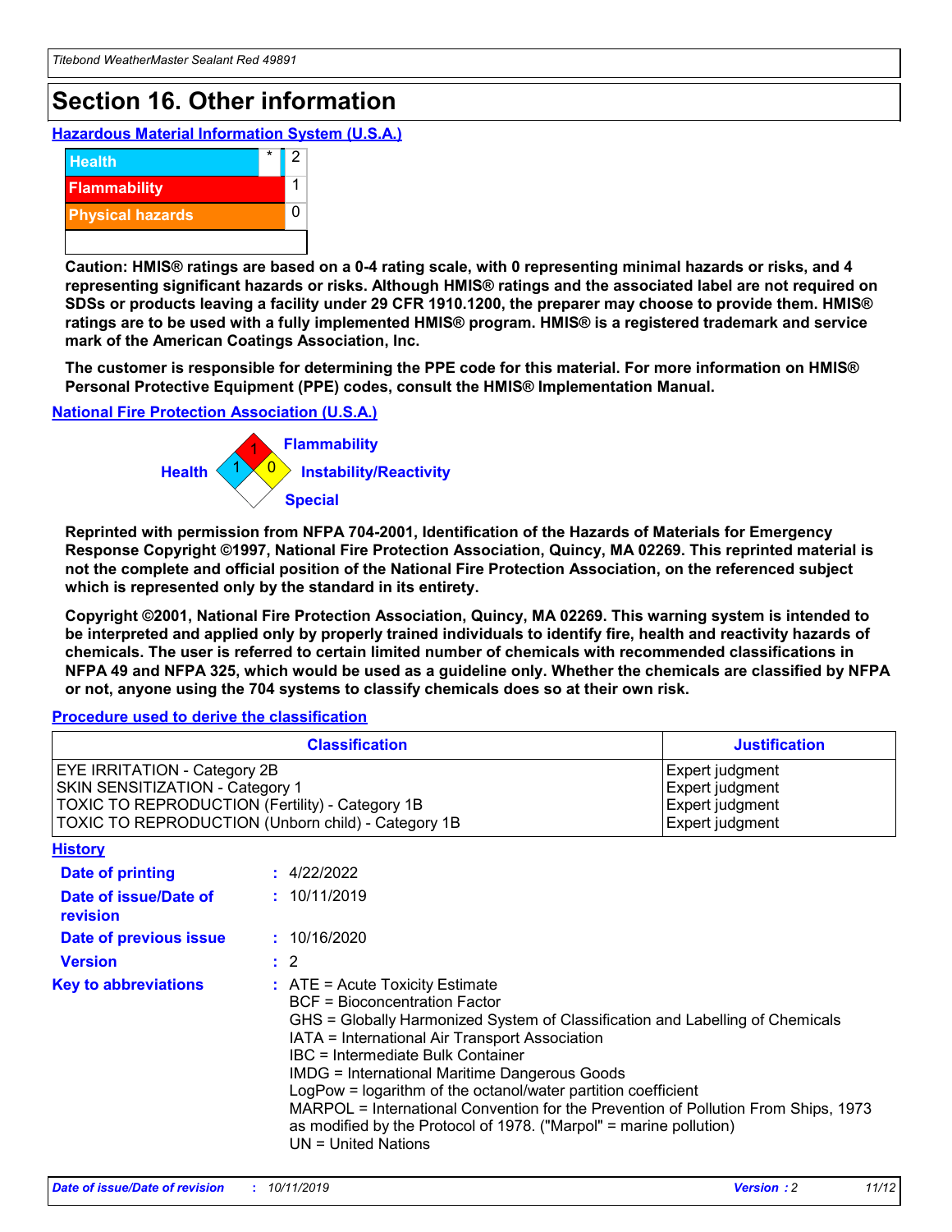# Section 16. Other information

## Hazardous Material Information System (U.S.A.)

| | | |
|---|---|---|
| Health | * | 2 |
| Flammability | | 1 |
| Physical hazards | | 0 |

**Caution: HMIS® ratings are based on a 0-4 rating scale, with 0 representing minimal hazards or risks, and 4 representing significant hazards or risks. Although HMIS® ratings and the associated label are not required on SDSs or products leaving a facility under 29 CFR 1910.1200, the preparer may choose to provide them. HMIS® ratings are to be used with a fully implemented HMIS® program. HMIS® is a registered trademark and service mark of the American Coatings Association, Inc.**

**The customer is responsible for determining the PPE code for this material. For more information on HMIS® Personal Protective Equipment (PPE) codes, consult the HMIS® Implementation Manual.**

## National Fire Protection Association (U.S.A.)

Health: 1
Flammability: 1
Instability/Reactivity: 0
Special:

**Reprinted with permission from NFPA 704-2001, Identification of the Hazards of Materials for Emergency Response Copyright ©1997, National Fire Protection Association, Quincy, MA 02269. This reprinted material is not the complete and official position of the National Fire Protection Association, on the referenced subject which is represented only by the standard in its entirety.**

**Copyright ©2001, National Fire Protection Association, Quincy, MA 02269. This warning system is intended to be interpreted and applied only by properly trained individuals to identify fire, health and reactivity hazards of chemicals. The user is referred to certain limited number of chemicals with recommended classifications in NFPA 49 and NFPA 325, which would be used as a guideline only. Whether the chemicals are classified by NFPA or not, anyone using the 704 systems to classify chemicals does so at their own risk.**

## Procedure used to derive the classification

| Classification | Justification |
|---|---|
| EYE IRRITATION - Category 2B | Expert judgment |
| SKIN SENSITIZATION - Category 1 | Expert judgment |
| TOXIC TO REPRODUCTION (Fertility) - Category 1B | Expert judgment |
| TOXIC TO REPRODUCTION (Unborn child) - Category 1B | Expert judgment |

## History

**Date of printing** : 4/22/2022

**Date of issue/Date of revision** : 10/11/2019

**Date of previous issue** : 10/16/2020

**Version** : 2

**Key to abbreviations** :
ATE = Acute Toxicity Estimate
BCF = Bioconcentration Factor
GHS = Globally Harmonized System of Classification and Labelling of Chemicals
IATA = International Air Transport Association
IBC = Intermediate Bulk Container
IMDG = International Maritime Dangerous Goods
LogPow = logarithm of the octanol/water partition coefficient
MARPOL = International Convention for the Prevention of Pollution From Ships, 1973 as modified by the Protocol of 1978. ("Marpol" = marine pollution)
UN = United Nations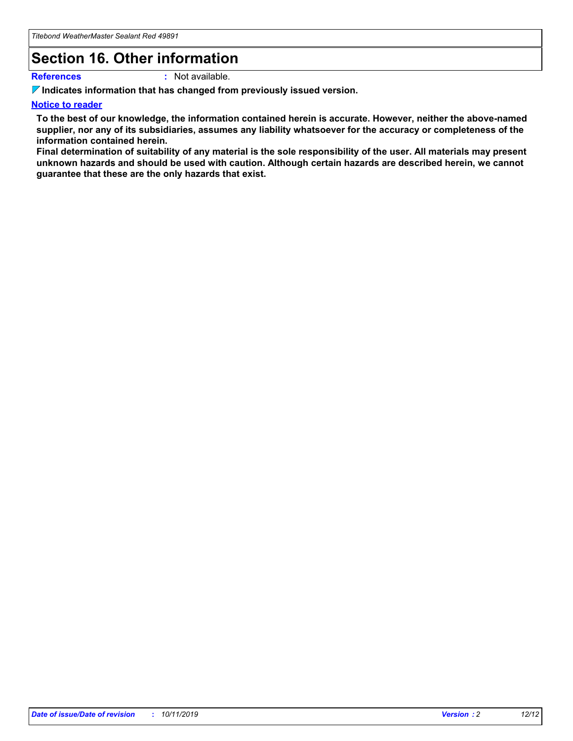## Section 16. Other information

**References** : Not available.

**Indicates information that has changed from previously issued version.**

**Notice to reader**

**To the best of our knowledge, the information contained herein is accurate. However, neither the above-named supplier, nor any of its subsidiaries, assumes any liability whatsoever for the accuracy or completeness of the information contained herein.**

**Final determination of suitability of any material is the sole responsibility of the user. All materials may present unknown hazards and should be used with caution. Although certain hazards are described herein, we cannot guarantee that these are the only hazards that exist.**